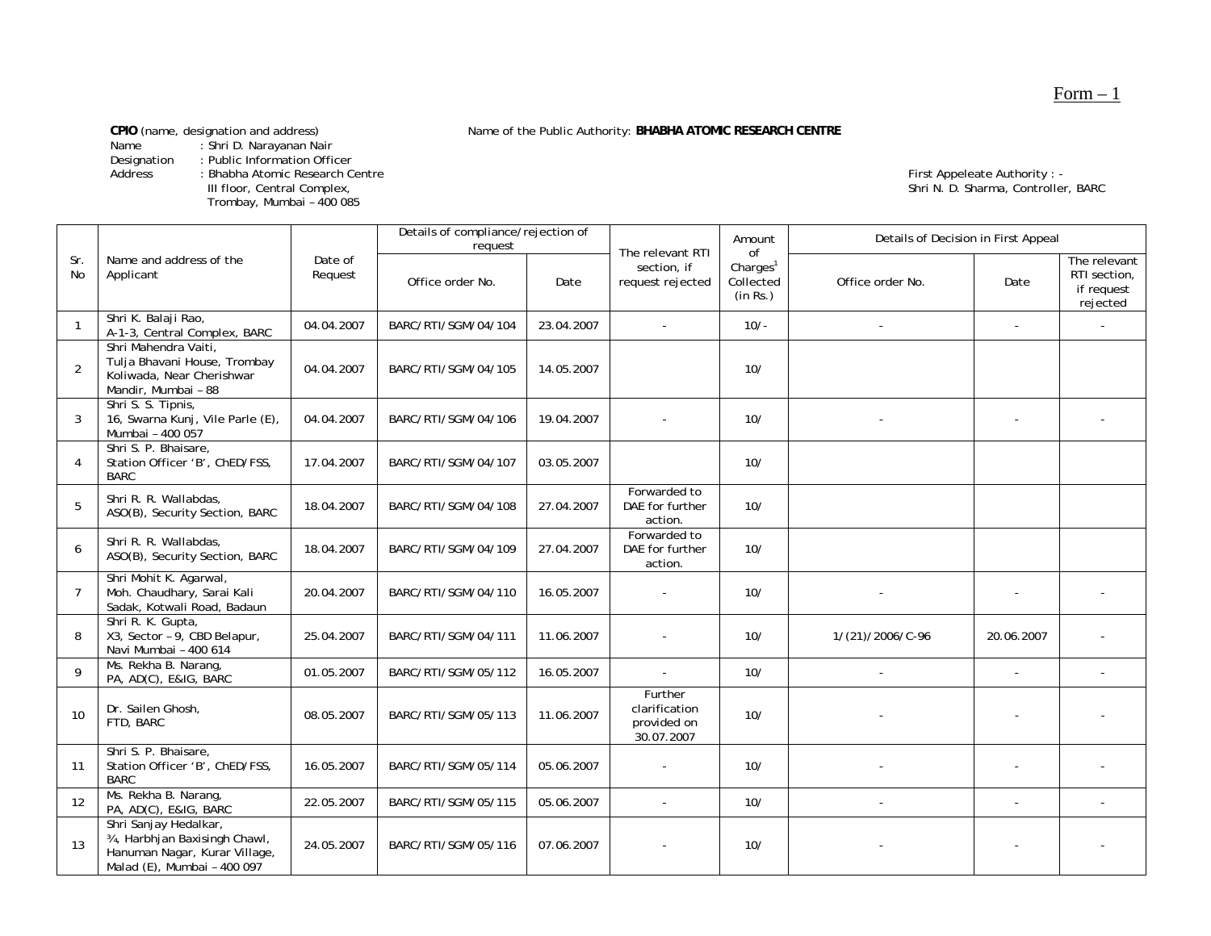Form – 1

**CPIO** (name, designation and address)
Name : Shri D. Narayanan Nair
Designation : Public Information Officer
Address : Bhabha Atomic Research Centre
III floor, Central Complex,
Trombay, Mumbai – 400 085

Name of the Public Authority: **BHABHA ATOMIC RESEARCH CENTRE**

First Appeleate Authority : -
Shri N. D. Sharma, Controller, BARC

| Sr. No | Name and address of the Applicant | Date of Request | Details of compliance/rejection of request | | The relevant RTI section, if request rejected | Amount of Charges[1] Collected (in Rs.) | Details of Decision in First Appeal | | |
|---|---|---|---|---|---|---|---|---|---|
| | | | Office order No. | Date | | | Office order No. | Date | The relevant RTI section, if request rejected |
| 1 | Shri K. Balaji Rao, A-1-3, Central Complex, BARC | 04.04.2007 | BARC/RTI/SGM/04/104 | 23.04.2007 | - | 10/- | - | - | - |
| 2 | Shri Mahendra Vaiti, Tulja Bhavani House, Trombay Koliwada, Near Cherishwar Mandir, Mumbai – 88 | 04.04.2007 | BARC/RTI/SGM/04/105 | 14.05.2007 | | 10/ | | | |
| 3 | Shri S. S. Tipnis, 16, Swarna Kunj, Vile Parle (E), Mumbai – 400 057 | 04.04.2007 | BARC/RTI/SGM/04/106 | 19.04.2007 | - | 10/ | - | - | - |
| 4 | Shri S. P. Bhaisare, Station Officer 'B', ChED/FSS, BARC | 17.04.2007 | BARC/RTI/SGM/04/107 | 03.05.2007 | | 10/ | | | |
| 5 | Shri R. R. Wallabdas, ASO(B), Security Section, BARC | 18.04.2007 | BARC/RTI/SGM/04/108 | 27.04.2007 | Forwarded to DAE for further action. | 10/ | | | |
| 6 | Shri R. R. Wallabdas, ASO(B), Security Section, BARC | 18.04.2007 | BARC/RTI/SGM/04/109 | 27.04.2007 | Forwarded to DAE for further action. | 10/ | | | |
| 7 | Shri Mohit K. Agarwal, Moh. Chaudhary, Sarai Kali Sadak, Kotwali Road, Badaun | 20.04.2007 | BARC/RTI/SGM/04/110 | 16.05.2007 | - | 10/ | - | - | - |
| 8 | Shri R. K. Gupta, X3, Sector – 9, CBD Belapur, Navi Mumbai – 400 614 | 25.04.2007 | BARC/RTI/SGM/04/111 | 11.06.2007 | - | 10/ | 1/(21)/2006/C-96 | 20.06.2007 | - |
| 9 | Ms. Rekha B. Narang, PA, AD(C), E&IG, BARC | 01.05.2007 | BARC/RTI/SGM/05/112 | 16.05.2007 | - | 10/ | - | - | - |
| 10 | Dr. Sailen Ghosh, FTD, BARC | 08.05.2007 | BARC/RTI/SGM/05/113 | 11.06.2007 | Further clarification provided on 30.07.2007 | 10/ | - | - | - |
| 11 | Shri S. P. Bhaisare, Station Officer 'B', ChED/FSS, BARC | 16.05.2007 | BARC/RTI/SGM/05/114 | 05.06.2007 | - | 10/ | - | - | - |
| 12 | Ms. Rekha B. Narang, PA, AD(C), E&IG, BARC | 22.05.2007 | BARC/RTI/SGM/05/115 | 05.06.2007 | - | 10/ | - | - | - |
| 13 | Shri Sanjay Hedalkar, ¾, Harbhjan Baxisingh Chawl, Hanuman Nagar, Kurar Village, Malad (E), Mumbai – 400 097 | 24.05.2007 | BARC/RTI/SGM/05/116 | 07.06.2007 | - | 10/ | - | - | - |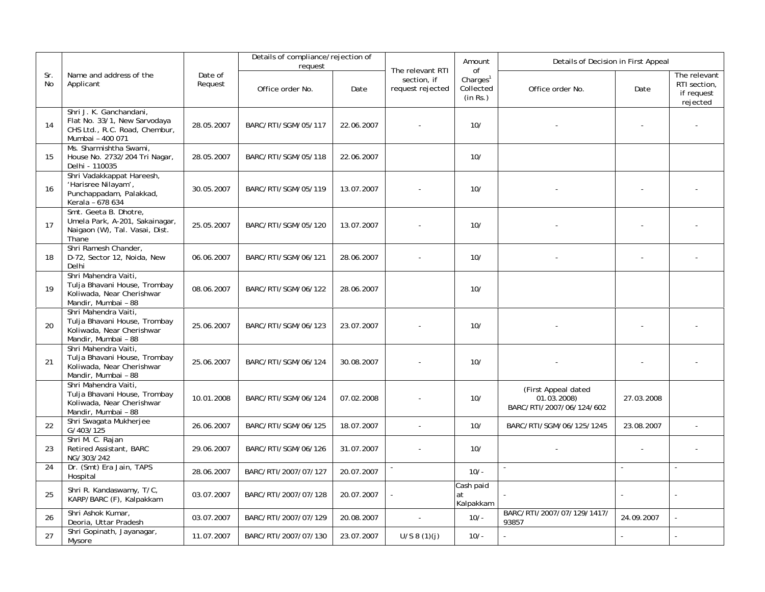| Sr. No | Name and address of the Applicant | Date of Request | Details of compliance/rejection of request | | The relevant RTI section, if request rejected | Amount of Charges[1] Collected (in Rs.) | Details of Decision in First Appeal | | |
|---|---|---|---|---|---|---|---|---|---|
| | | | Office order No. | Date | | | Office order No. | Date | The relevant RTI section, if request rejected |
| 14 | Shri J. K. Ganchandani, Flat No. 33/1, New Sarvodaya CHS Ltd., R.C. Road, Chembur, Mumbai – 400 071 | 28.05.2007 | BARC/RTI/SGM/05/117 | 22.06.2007 | - | 10/ | - | - | - |
| 15 | Ms. Sharmishtha Swami, House No. 2732/204 Tri Nagar, Delhi - 110035 | 28.05.2007 | BARC/RTI/SGM/05/118 | 22.06.2007 | | 10/ | | | |
| 16 | Shri Vadakkappat Hareesh, 'Harisree Nilayam', Punchappadam, Palakkad, Kerala – 678 634 | 30.05.2007 | BARC/RTI/SGM/05/119 | 13.07.2007 | - | 10/ | - | - | - |
| 17 | Smt. Geeta B. Dhotre, Umela Park, A-201, Sakainagar, Naigaon (W), Tal. Vasai, Dist. Thane | 25.05.2007 | BARC/RTI/SGM/05/120 | 13.07.2007 | - | 10/ | - | - | - |
| 18 | Shri Ramesh Chander, D-72, Sector 12, Noida, New Delhi | 06.06.2007 | BARC/RTI/SGM/06/121 | 28.06.2007 | - | 10/ | - | - | - |
| 19 | Shri Mahendra Vaiti, Tulja Bhavani House, Trombay Koliwada, Near Cherishwar Mandir, Mumbai – 88 | 08.06.2007 | BARC/RTI/SGM/06/122 | 28.06.2007 | | 10/ | | | |
| 20 | Shri Mahendra Vaiti, Tulja Bhavani House, Trombay Koliwada, Near Cherishwar Mandir, Mumbai – 88 | 25.06.2007 | BARC/RTI/SGM/06/123 | 23.07.2007 | - | 10/ | - | - | - |
| 21 | Shri Mahendra Vaiti, Tulja Bhavani House, Trombay Koliwada, Near Cherishwar Mandir, Mumbai – 88 | 25.06.2007 | BARC/RTI/SGM/06/124 | 30.08.2007 | - | 10/ | - | - | - |
| | Shri Mahendra Vaiti, Tulja Bhavani House, Trombay Koliwada, Near Cherishwar Mandir, Mumbai – 88 | 10.01.2008 | BARC/RTI/SGM/06/124 | 07.02.2008 | - | 10/ | (First Appeal dated 01.03.2008) BARC/RTI/2007/06/124/602 | 27.03.2008 | |
| 22 | Shri Swagata Mukherjee G/403/125 | 26.06.2007 | BARC/RTI/SGM/06/125 | 18.07.2007 | - | 10/ | BARC/RTI/SGM/06/125/1245 | 23.08.2007 | - |
| 23 | Shri M. C. Rajan Retired Assistant, BARC NG/303/242 | 29.06.2007 | BARC/RTI/SGM/06/126 | 31.07.2007 | - | 10/ | - | - | - |
| 24 | Dr. (Smt) Era Jain, TAPS Hospital | 28.06.2007 | BARC/RTI/2007/07/127 | 20.07.2007 | - | 10/- | - | - | - |
| 25 | Shri R. Kandaswamy, T/C, KARP/BARC (F), Kalpakkam | 03.07.2007 | BARC/RTI/2007/07/128 | 20.07.2007 | - | Cash paid at Kalpakkam | - | - | - |
| 26 | Shri Ashok Kumar, Deoria, Uttar Pradesh | 03.07.2007 | BARC/RTI/2007/07/129 | 20.08.2007 | - | 10/- | BARC/RTI/2007/07/129/1417/ 93857 | 24.09.2007 | - |
| 27 | Shri Gopinath, Jayanagar, Mysore | 11.07.2007 | BARC/RTI/2007/07/130 | 23.07.2007 | U/S 8 (1)(j) | 10/- | - | - | - |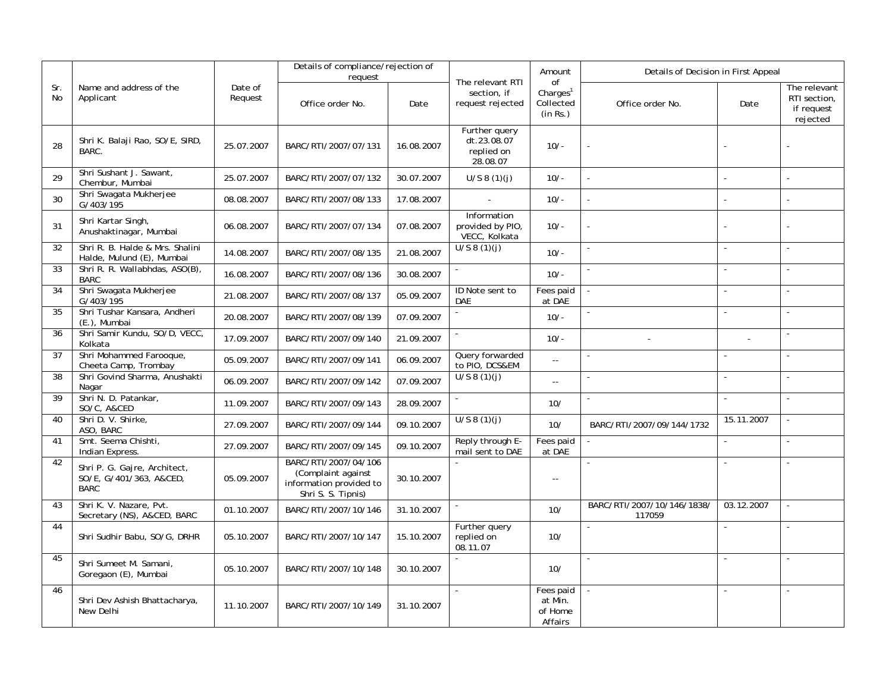| Sr. No | Name and address of the Applicant | Date of Request | Details of compliance/rejection of request | | The relevant RTI section, if request rejected | Amount of Charges[1] Collected (in Rs.) | Details of Decision in First Appeal | | |
|---|---|---|---|---|---|---|---|---|---|
| | | | Office order No. | Date | | | Office order No. | Date | The relevant RTI section, if request rejected |
| 28 | Shri K. Balaji Rao, SO/E, SIRD, BARC. | 25.07.2007 | BARC/RTI/2007/07/131 | 16.08.2007 | Further query dt.23.08.07 replied on 28.08.07 | 10/- | - | - | - |
| 29 | Shri Sushant J. Sawant, Chembur, Mumbai | 25.07.2007 | BARC/RTI/2007/07/132 | 30.07.2007 | U/S 8 (1)(j) | 10/- | - | - | - |
| 30 | Shri Swagata Mukherjee G/403/195 | 08.08.2007 | BARC/RTI/2007/08/133 | 17.08.2007 | - | 10/- | - | - | - |
| 31 | Shri Kartar Singh, Anushaktinagar, Mumbai | 06.08.2007 | BARC/RTI/2007/07/134 | 07.08.2007 | Information provided by PIO, VECC, Kolkata | 10/- | - | - | - |
| 32 | Shri R. B. Halde & Mrs. Shalini Halde, Mulund (E), Mumbai | 14.08.2007 | BARC/RTI/2007/08/135 | 21.08.2007 | U/S 8 (1)(j) | 10/- | - | - | - |
| 33 | Shri R. R. Wallabhdas, ASO(B), BARC | 16.08.2007 | BARC/RTI/2007/08/136 | 30.08.2007 | - | 10/- | - | - | - |
| 34 | Shri Swagata Mukherjee G/403/195 | 21.08.2007 | BARC/RTI/2007/08/137 | 05.09.2007 | ID Note sent to DAE | Fees paid at DAE | - | - | - |
| 35 | Shri Tushar Kansara, Andheri (E.), Mumbai | 20.08.2007 | BARC/RTI/2007/08/139 | 07.09.2007 | - | 10/- | - | - | - |
| 36 | Shri Samir Kundu, SO/D, VECC, Kolkata | 17.09.2007 | BARC/RTI/2007/09/140 | 21.09.2007 | - | 10/- | - | - | - |
| 37 | Shri Mohammed Farooque, Cheeta Camp, Trombay | 05.09.2007 | BARC/RTI/2007/09/141 | 06.09.2007 | Query forwarded to PIO, DCS&EM | -- | - | - | - |
| 38 | Shri Govind Sharma, Anushakti Nagar | 06.09.2007 | BARC/RTI/2007/09/142 | 07.09.2007 | U/S 8 (1)(j) | -- | - | - | - |
| 39 | Shri N. D. Patankar, SO/C, A&CED | 11.09.2007 | BARC/RTI/2007/09/143 | 28.09.2007 | - | 10/ | - | - | - |
| 40 | Shri D. V. Shirke, ASO, BARC | 27.09.2007 | BARC/RTI/2007/09/144 | 09.10.2007 | U/S 8 (1)(j) | 10/ | BARC/RTI/2007/09/144/1732 | 15.11.2007 | - |
| 41 | Smt. Seema Chishti, Indian Express. | 27.09.2007 | BARC/RTI/2007/09/145 | 09.10.2007 | Reply through E-mail sent to DAE | Fees paid at DAE | - | - | - |
| 42 | Shri P. G. Gajre, Architect, SO/E, G/401/363, A&CED, BARC | 05.09.2007 | BARC/RTI/2007/04/106 (Complaint against information provided to Shri S. S. Tipnis) | 30.10.2007 | - | -- | - | - | - |
| 43 | Shri K. V. Nazare, Pvt. Secretary (NS), A&CED, BARC | 01.10.2007 | BARC/RTI/2007/10/146 | 31.10.2007 | - | 10/ | BARC/RTI/2007/10/146/1838/ 117059 | 03.12.2007 | - |
| 44 | Shri Sudhir Babu, SO/G, DRHR | 05.10.2007 | BARC/RTI/2007/10/147 | 15.10.2007 | Further query replied on 08.11.07 | 10/ | - | - | - |
| 45 | Shri Sumeet M. Samani, Goregaon (E), Mumbai | 05.10.2007 | BARC/RTI/2007/10/148 | 30.10.2007 | - | 10/ | - | - | - |
| 46 | Shri Dev Ashish Bhattacharya, New Delhi | 11.10.2007 | BARC/RTI/2007/10/149 | 31.10.2007 | - | Fees paid at Min. of Home Affairs | - | - | - |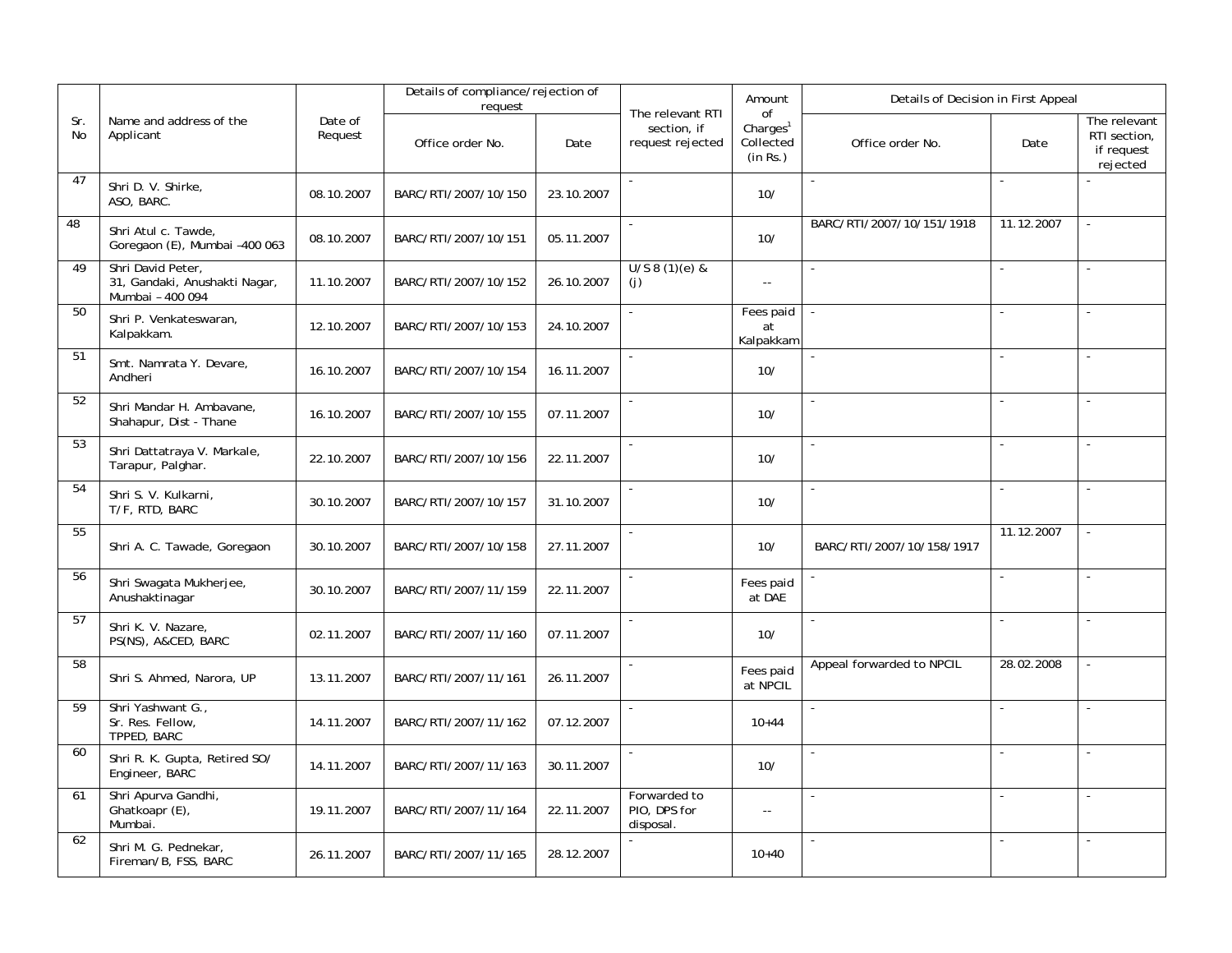| Sr. No | Name and address of the Applicant | Date of Request | Details of compliance/rejection of request | | The relevant RTI section, if request rejected | Amount of Charges[1] Collected (in Rs.) | Details of Decision in First Appeal | | |
|---|---|---|---|---|---|---|---|---|---|
| | | | Office order No. | Date | | | Office order No. | Date | The relevant RTI section, if request rejected |
| 47 | Shri D. V. Shirke, ASO, BARC. | 08.10.2007 | BARC/RTI/2007/10/150 | 23.10.2007 | - | 10/ | - | - | - |
| 48 | Shri Atul c. Tawde, Goregaon (E), Mumbai –400 063 | 08.10.2007 | BARC/RTI/2007/10/151 | 05.11.2007 | - | 10/ | BARC/RTI/2007/10/151/1918 | 11.12.2007 | - |
| 49 | Shri David Peter, 31, Gandaki, Anushakti Nagar, Mumbai – 400 094 | 11.10.2007 | BARC/RTI/2007/10/152 | 26.10.2007 | U/S 8 (1)(e) & (j) | -- | - | - | - |
| 50 | Shri P. Venkateswaran, Kalpakkam. | 12.10.2007 | BARC/RTI/2007/10/153 | 24.10.2007 | - | Fees paid at Kalpakkam | - | - | - |
| 51 | Smt. Namrata Y. Devare, Andheri | 16.10.2007 | BARC/RTI/2007/10/154 | 16.11.2007 | - | 10/ | - | - | - |
| 52 | Shri Mandar H. Ambavane, Shahapur, Dist - Thane | 16.10.2007 | BARC/RTI/2007/10/155 | 07.11.2007 | - | 10/ | - | - | - |
| 53 | Shri Dattatraya V. Markale, Tarapur, Palghar. | 22.10.2007 | BARC/RTI/2007/10/156 | 22.11.2007 | - | 10/ | - | - | - |
| 54 | Shri S. V. Kulkarni, T/F, RTD, BARC | 30.10.2007 | BARC/RTI/2007/10/157 | 31.10.2007 | - | 10/ | - | - | - |
| 55 | Shri A. C. Tawade, Goregaon | 30.10.2007 | BARC/RTI/2007/10/158 | 27.11.2007 | - | 10/ | BARC/RTI/2007/10/158/1917 | 11.12.2007 | - |
| 56 | Shri Swagata Mukherjee, Anushaktinagar | 30.10.2007 | BARC/RTI/2007/11/159 | 22.11.2007 | - | Fees paid at DAE | - | - | - |
| 57 | Shri K. V. Nazare, PS(NS), A&CED, BARC | 02.11.2007 | BARC/RTI/2007/11/160 | 07.11.2007 | - | 10/ | - | - | - |
| 58 | Shri S. Ahmed, Narora, UP | 13.11.2007 | BARC/RTI/2007/11/161 | 26.11.2007 | - | Fees paid at NPCIL | Appeal forwarded to NPCIL | 28.02.2008 | - |
| 59 | Shri Yashwant G., Sr. Res. Fellow, TPPED, BARC | 14.11.2007 | BARC/RTI/2007/11/162 | 07.12.2007 | - | 10+44 | - | - | - |
| 60 | Shri R. K. Gupta, Retired SO/ Engineer, BARC | 14.11.2007 | BARC/RTI/2007/11/163 | 30.11.2007 | - | 10/ | - | - | - |
| 61 | Shri Apurva Gandhi, Ghatkoapr (E), Mumbai. | 19.11.2007 | BARC/RTI/2007/11/164 | 22.11.2007 | Forwarded to PIO, DPS for disposal. | -- | - | - | - |
| 62 | Shri M. G. Pednekar, Fireman/B, FSS, BARC | 26.11.2007 | BARC/RTI/2007/11/165 | 28.12.2007 | - | 10+40 | - | - | - |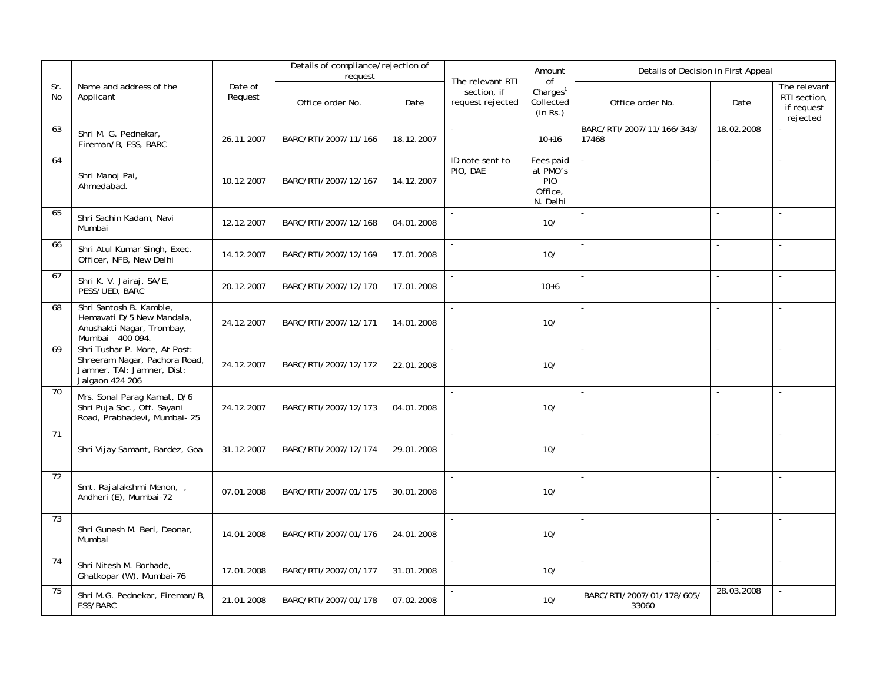| Sr. No | Name and address of the Applicant | Date of Request | Details of compliance/rejection of request | | The relevant RTI section, if request rejected | Amount of Charges[1] Collected (in Rs.) | Details of Decision in First Appeal | | |
|---|---|---|---|---|---|---|---|---|---|
| | | | Office order No. | Date | | | Office order No. | Date | The relevant RTI section, if request rejected |
| 63 | Shri M. G. Pednekar, Fireman/B, FSS, BARC | 26.11.2007 | BARC/RTI/2007/11/166 | 18.12.2007 | - | 10+16 | BARC/RTI/2007/11/166/343/ 17468 | 18.02.2008 | - |
| 64 | Shri Manoj Pai, Ahmedabad. | 10.12.2007 | BARC/RTI/2007/12/167 | 14.12.2007 | ID note sent to PIO, DAE | Fees paid at PMO's PIO Office, N. Delhi | - | - | - |
| 65 | Shri Sachin Kadam, Navi Mumbai | 12.12.2007 | BARC/RTI/2007/12/168 | 04.01.2008 | - | 10/ | - | - | - |
| 66 | Shri Atul Kumar Singh, Exec. Officer, NFB, New Delhi | 14.12.2007 | BARC/RTI/2007/12/169 | 17.01.2008 | - | 10/ | - | - | - |
| 67 | Shri K. V. Jairaj, SA/E, PESS/UED, BARC | 20.12.2007 | BARC/RTI/2007/12/170 | 17.01.2008 | - | 10+6 | - | - | - |
| 68 | Shri Santosh B. Kamble, Hemavati D/5 New Mandala, Anushakti Nagar, Trombay, Mumbai – 400 094. | 24.12.2007 | BARC/RTI/2007/12/171 | 14.01.2008 | - | 10/ | - | - | - |
| 69 | Shri Tushar P. More, At Post: Shreeram Nagar, Pachora Road, Jamner, TAl: Jamner, Dist: Jalgaon 424 206 | 24.12.2007 | BARC/RTI/2007/12/172 | 22.01.2008 | - | 10/ | - | - | - |
| 70 | Mrs. Sonal Parag Kamat, D/6 Shri Puja Soc., Off. Sayani Road, Prabhadevi, Mumbai- 25 | 24.12.2007 | BARC/RTI/2007/12/173 | 04.01.2008 | - | 10/ | - | - | - |
| 71 | Shri Vijay Samant, Bardez, Goa | 31.12.2007 | BARC/RTI/2007/12/174 | 29.01.2008 | - | 10/ | - | - | - |
| 72 | Smt. Rajalakshmi Menon, , Andheri (E), Mumbai-72 | 07.01.2008 | BARC/RTI/2007/01/175 | 30.01.2008 | - | 10/ | - | - | - |
| 73 | Shri Gunesh M. Beri, Deonar, Mumbai | 14.01.2008 | BARC/RTI/2007/01/176 | 24.01.2008 | - | 10/ | - | - | - |
| 74 | Shri Nitesh M. Borhade, Ghatkopar (W), Mumbai-76 | 17.01.2008 | BARC/RTI/2007/01/177 | 31.01.2008 | - | 10/ | - | - | - |
| 75 | Shri M.G. Pednekar, Fireman/B, FSS/BARC | 21.01.2008 | BARC/RTI/2007/01/178 | 07.02.2008 | - | 10/ | BARC/RTI/2007/01/178/605/ 33060 | 28.03.2008 | - |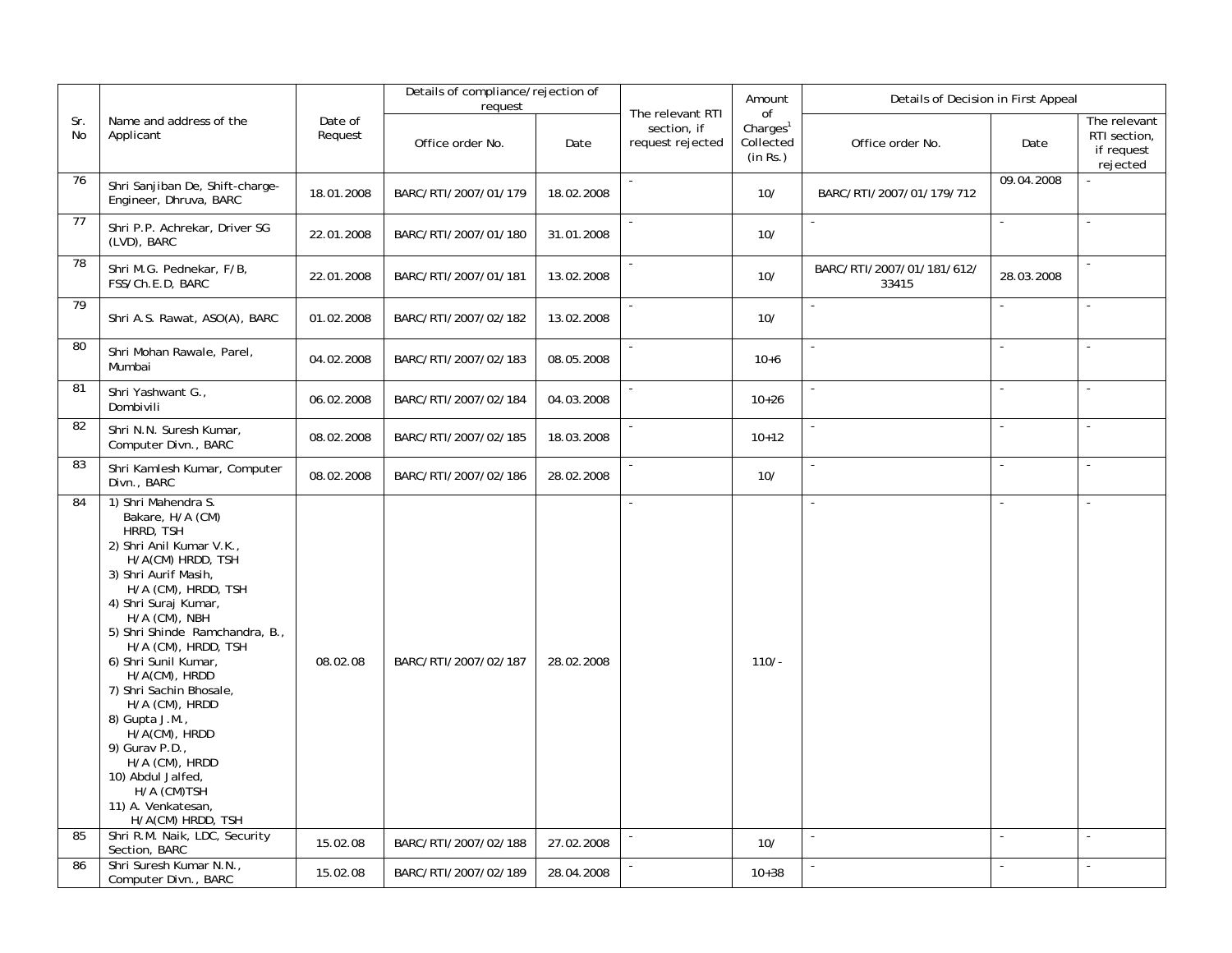| Sr. No | Name and address of the Applicant | Date of Request | Details of compliance/rejection of request | | The relevant RTI section, if request rejected | Amount of Charges[1] Collected (in Rs.) | Details of Decision in First Appeal | | |
|---|---|---|---|---|---|---|---|---|---|
| | | | Office order No. | Date | | | Office order No. | Date | The relevant RTI section, if request rejected |
| 76 | Shri Sanjiban De, Shift-charge-Engineer, Dhruva, BARC | 18.01.2008 | BARC/RTI/2007/01/179 | 18.02.2008 | - | 10/ | BARC/RTI/2007/01/179/712 | 09.04.2008 | - |
| 77 | Shri P.P. Achrekar, Driver SG (LVD), BARC | 22.01.2008 | BARC/RTI/2007/01/180 | 31.01.2008 | - | 10/ | - | - | - |
| 78 | Shri M.G. Pednekar, F/B, FSS/Ch.E.D, BARC | 22.01.2008 | BARC/RTI/2007/01/181 | 13.02.2008 | - | 10/ | BARC/RTI/2007/01/181/612/ 33415 | 28.03.2008 | - |
| 79 | Shri A.S. Rawat, ASO(A), BARC | 01.02.2008 | BARC/RTI/2007/02/182 | 13.02.2008 | - | 10/ | - | - | - |
| 80 | Shri Mohan Rawale, Parel, Mumbai | 04.02.2008 | BARC/RTI/2007/02/183 | 08.05.2008 | - | 10+6 | - | - | - |
| 81 | Shri Yashwant G., Dombivili | 06.02.2008 | BARC/RTI/2007/02/184 | 04.03.2008 | - | 10+26 | - | - | - |
| 82 | Shri N.N. Suresh Kumar, Computer Divn., BARC | 08.02.2008 | BARC/RTI/2007/02/185 | 18.03.2008 | - | 10+12 | - | - | - |
| 83 | Shri Kamlesh Kumar, Computer Divn., BARC | 08.02.2008 | BARC/RTI/2007/02/186 | 28.02.2008 | - | 10/ | - | - | - |
| 84 | 1) Shri Mahendra S. Bakare, H/A (CM) HRRD, TSH 2) Shri Anil Kumar V.K., H/A(CM) HRDD, TSH 3) Shri Aurif Masih, H/A (CM), HRDD, TSH 4) Shri Suraj Kumar, H/A (CM), NBH 5) Shri Shinde Ramchandra, B., H/A (CM), HRDD, TSH 6) Shri Sunil Kumar, H/A(CM), HRDD 7) Shri Sachin Bhosale, H/A (CM), HRDD 8) Gupta J.M., H/A(CM), HRDD 9) Gurav P.D., H/A (CM), HRDD 10) Abdul Jalfed, H/A (CM)TSH 11) A. Venkatesan, H/A(CM) HRDD, TSH | 08.02.08 | BARC/RTI/2007/02/187 | 28.02.2008 | - | 110/- | - | - | - |
| 85 | Shri R.M. Naik, LDC, Security Section, BARC | 15.02.08 | BARC/RTI/2007/02/188 | 27.02.2008 | - | 10/ | - | - | - |
| 86 | Shri Suresh Kumar N.N., Computer Divn., BARC | 15.02.08 | BARC/RTI/2007/02/189 | 28.04.2008 | - | 10+38 | - | - | - |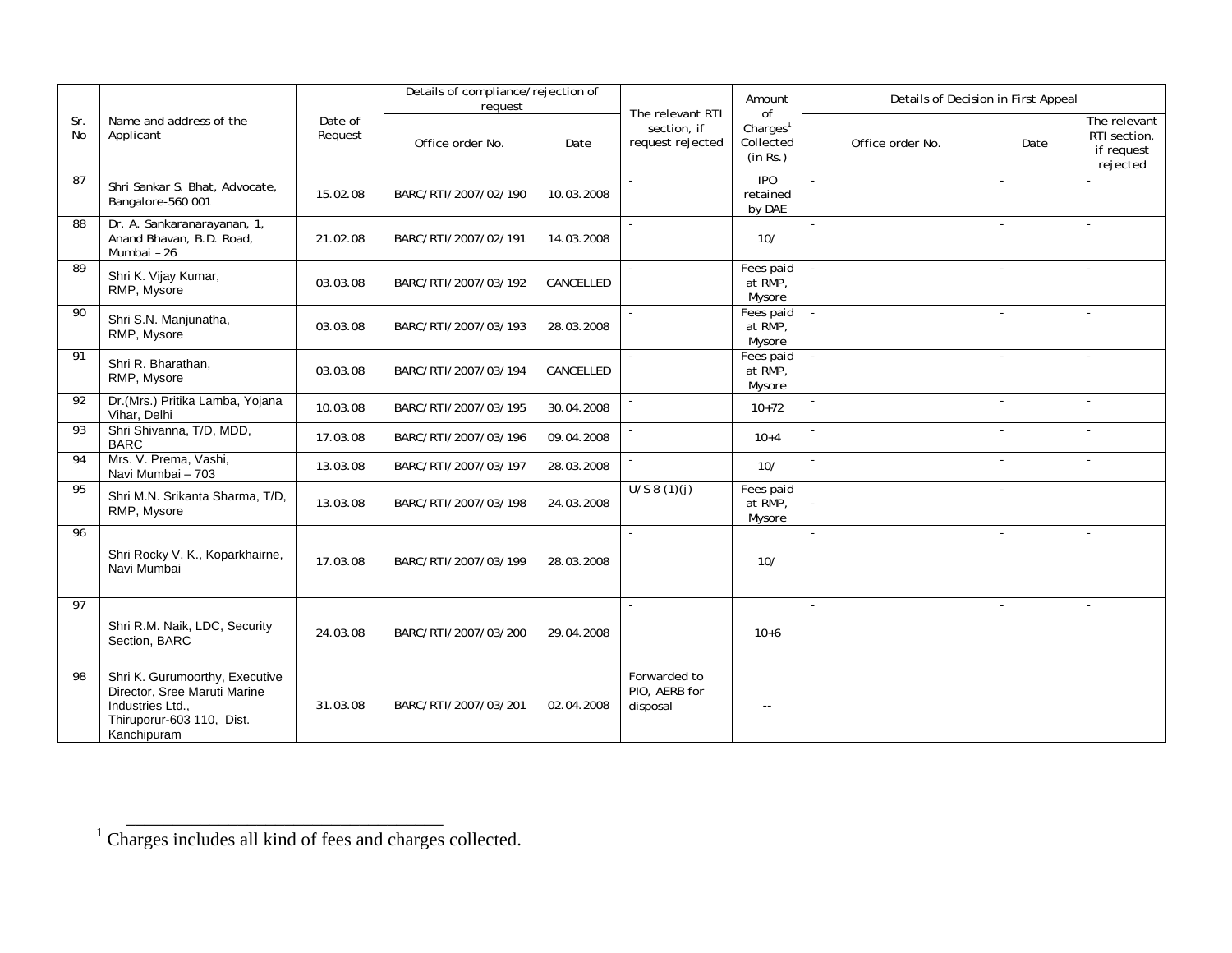| Sr. No | Name and address of the Applicant | Date of Request | Details of compliance/rejection of request | | The relevant RTI section, if request rejected | Amount of Charges[1] Collected (in Rs.) | Details of Decision in First Appeal | | |
|---|---|---|---|---|---|---|---|---|---|
| | | | Office order No. | Date | | | Office order No. | Date | The relevant RTI section, if request rejected |
| 87 | Shri Sankar S. Bhat, Advocate, Bangalore-560 001 | 15.02.08 | BARC/RTI/2007/02/190 | 10.03.2008 | - | IPO retained by DAE | - | - | - |
| 88 | Dr. A. Sankaranarayanan, 1, Anand Bhavan, B.D. Road, Mumbai – 26 | 21.02.08 | BARC/RTI/2007/02/191 | 14.03.2008 | - | 10/ | - | - | - |
| 89 | Shri K. Vijay Kumar, RMP, Mysore | 03.03.08 | BARC/RTI/2007/03/192 | CANCELLED | - | Fees paid at RMP, Mysore | - | - | - |
| 90 | Shri S.N. Manjunatha, RMP, Mysore | 03.03.08 | BARC/RTI/2007/03/193 | 28.03.2008 | - | Fees paid at RMP, Mysore | - | - | - |
| 91 | Shri R. Bharathan, RMP, Mysore | 03.03.08 | BARC/RTI/2007/03/194 | CANCELLED | - | Fees paid at RMP, Mysore | - | - | - |
| 92 | Dr.(Mrs.) Pritika Lamba, Yojana Vihar, Delhi | 10.03.08 | BARC/RTI/2007/03/195 | 30.04.2008 | - | 10+72 | - | - | - |
| 93 | Shri Shivanna, T/D, MDD, BARC | 17.03.08 | BARC/RTI/2007/03/196 | 09.04.2008 | - | 10+4 | - | - | - |
| 94 | Mrs. V. Prema, Vashi, Navi Mumbai – 703 | 13.03.08 | BARC/RTI/2007/03/197 | 28.03.2008 | - | 10/ | - | - | - |
| 95 | Shri M.N. Srikanta Sharma, T/D, RMP, Mysore | 13.03.08 | BARC/RTI/2007/03/198 | 24.03.2008 | U/S 8 (1)(j) | Fees paid at RMP, Mysore | - | - | |
| 96 | Shri Rocky V. K., Koparkhairne, Navi Mumbai | 17.03.08 | BARC/RTI/2007/03/199 | 28.03.2008 | - | 10/ | - | - | - |
| 97 | Shri R.M. Naik, LDC, Security Section, BARC | 24.03.08 | BARC/RTI/2007/03/200 | 29.04.2008 | - | 10+6 | - | - | - |
| 98 | Shri K. Gurumoorthy, Executive Director, Sree Maruti Marine Industries Ltd., Thiruporur-603 110, Dist. Kanchipuram | 31.03.08 | BARC/RTI/2007/03/201 | 02.04.2008 | Forwarded to PIO, AERB for disposal | -- | | | |

[1] Charges includes all kind of fees and charges collected.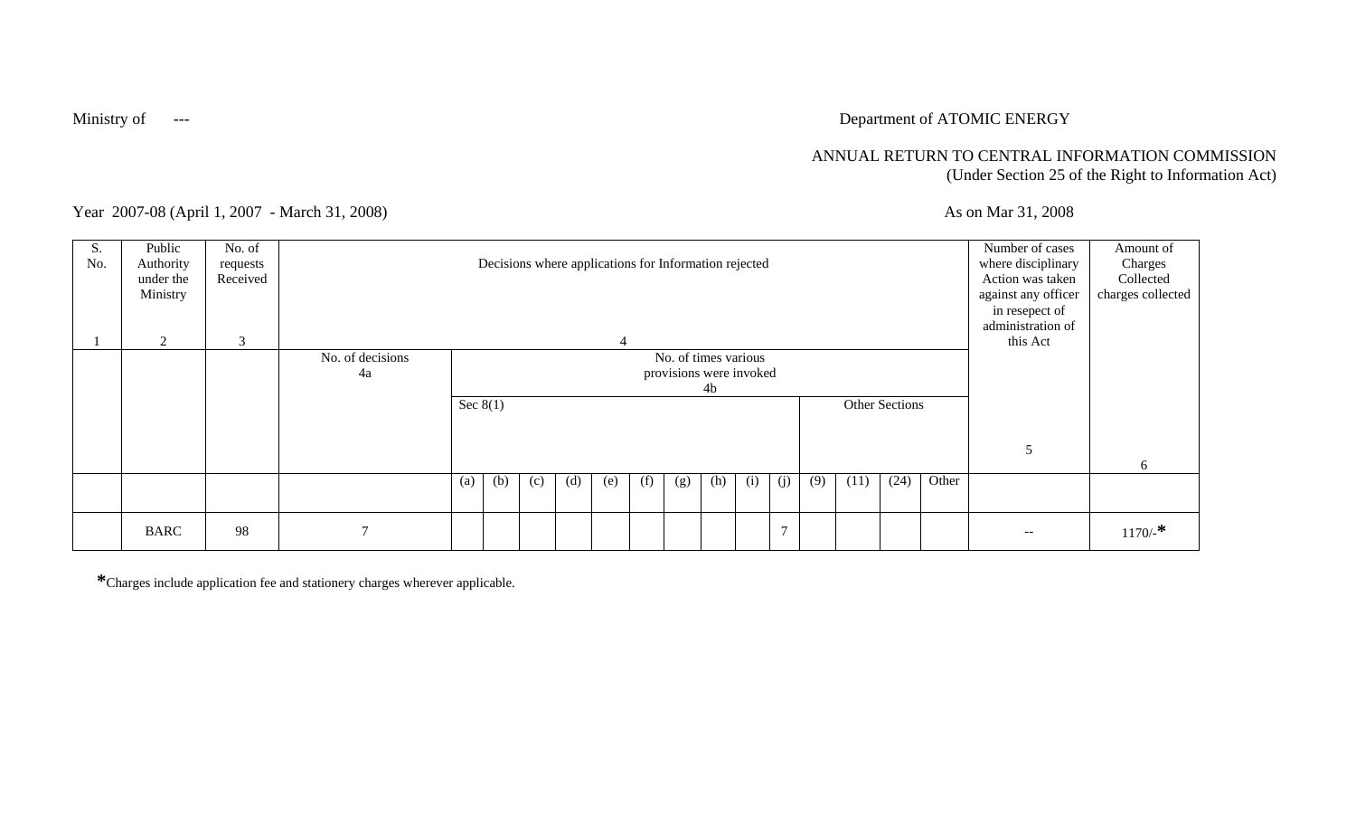Ministry of ---

Department of ATOMIC ENERGY

ANNUAL RETURN TO CENTRAL INFORMATION COMMISSION
(Under Section 25 of the Right to Information Act)

Year 2007-08 (April 1, 2007 - March 31, 2008)

As on Mar 31, 2008

| S. No. 1 | Public Authority under the Ministry 2 | No. of requests Received 3 | Decisions where applications for Information rejected 4 | | | | | | | | | | | | | | | Number of cases where disciplinary Action was taken against any officer in resepect of administration of this Act 5 | Amount of Charges Collected charges collected 6 |
|---|---|---|---|---|---|---|---|---|---|---|---|---|---|---|---|---|---|---|---|
| | | | No. of decisions 4a | No. of times various provisions were invoked 4b | | | | | | | | | | | | | | | |
| | | | | Sec 8(1) | | | | | | | | | | Other Sections | | | | | |
| | | | | (a) | (b) | (c) | (d) | (e) | (f) | (g) | (h) | (i) | (j) | (9) | (11) | (24) | Other | | |
| | BARC | 98 | 7 | | | | | | | | | | 7 | | | | | -- | 1170/-* |

*Charges include application fee and stationery charges wherever applicable.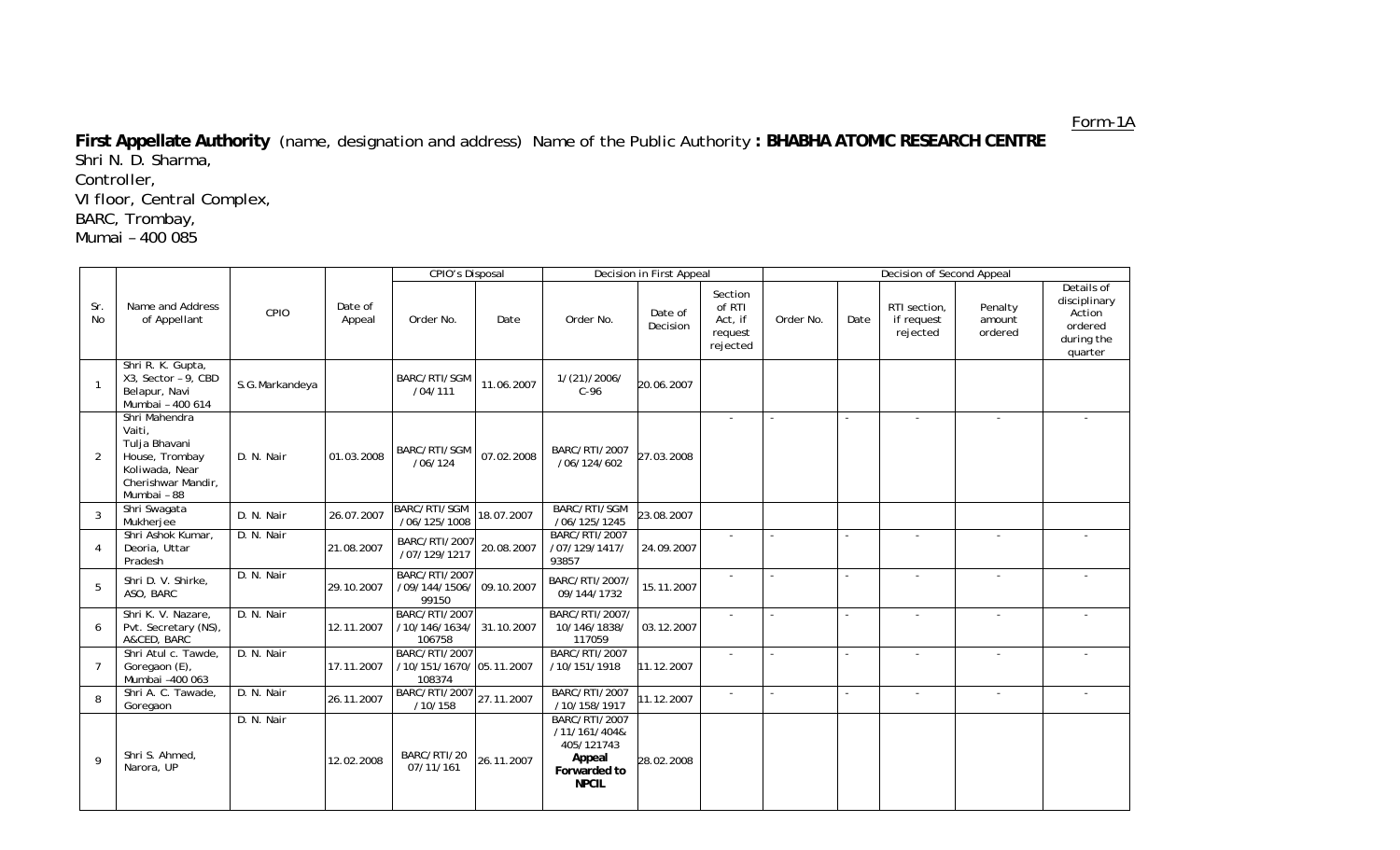Form-1A

**First Appellate Authority** (name, designation and address) Name of the Public Authority **: BHABHA ATOMIC RESEARCH CENTRE**

Shri N. D. Sharma,
Controller,
VI floor, Central Complex,
BARC, Trombay,
Mumai – 400 085

| Sr. No | Name and Address of Appellant | CPIO | Date of Appeal | CPIO's Disposal | | Decision in First Appeal | | | Decision of Second Appeal | | | | |
|---|---|---|---|---|---|---|---|---|---|---|---|---|---|
| | | | | Order No. | Date | Order No. | Date of Decision | Section of RTI Act, if request rejected | Order No. | Date | RTI section, if request rejected | Penalty amount ordered | Details of disciplinary Action ordered during the quarter |
| 1 | Shri R. K. Gupta, X3, Sector – 9, CBD Belapur, Navi Mumbai – 400 614 | S.G.Markandeya | | BARC/RTI/SGM /04/111 | 11.06.2007 | 1/(21)/2006/ C-96 | 20.06.2007 | | | | | | |
| 2 | Shri Mahendra Vaiti, Tulja Bhavani House, Trombay Koliwada, Near Cherishwar Mandir, Mumbai – 88 | D. N. Nair | 01.03.2008 | BARC/RTI/SGM /06/124 | 07.02.2008 | BARC/RTI/2007 /06/124/602 | 27.03.2008 | - | - | - | - | - | - |
| 3 | Shri Swagata Mukherjee | D. N. Nair | 26.07.2007 | BARC/RTI/SGM /06/125/1008 | 18.07.2007 | BARC/RTI/SGM /06/125/1245 | 23.08.2007 | | | | | | |
| 4 | Shri Ashok Kumar, Deoria, Uttar Pradesh | D. N. Nair | 21.08.2007 | BARC/RTI/2007 /07/129/1217 | 20.08.2007 | BARC/RTI/2007 /07/129/1417/ 93857 | 24.09.2007 | - | - | - | - | - | - |
| 5 | Shri D. V. Shirke, ASO, BARC | D. N. Nair | 29.10.2007 | BARC/RTI/2007 /09/144/1506/ 99150 | 09.10.2007 | BARC/RTI/2007/ 09/144/1732 | 15.11.2007 | - | - | - | - | - | - |
| 6 | Shri K. V. Nazare, Pvt. Secretary (NS), A&CED, BARC | D. N. Nair | 12.11.2007 | BARC/RTI/2007 /10/146/1634/ 106758 | 31.10.2007 | BARC/RTI/2007/ 10/146/1838/ 117059 | 03.12.2007 | - | - | - | - | - | - |
| 7 | Shri Atul c. Tawde, Goregaon (E), Mumbai -400 063 | D. N. Nair | 17.11.2007 | BARC/RTI/2007 /10/151/1670/ 108374 | 05.11.2007 | BARC/RTI/2007 /10/151/1918 | 11.12.2007 | - | - | - | - | - | - |
| 8 | Shri A. C. Tawade, Goregaon | D. N. Nair | 26.11.2007 | BARC/RTI/2007 /10/158 | 27.11.2007 | BARC/RTI/2007 /10/158/1917 | 11.12.2007 | - | - | - | - | - | - |
| 9 | Shri S. Ahmed, Narora, UP | D. N. Nair | 12.02.2008 | BARC/RTI/20 07/11/161 | 26.11.2007 | BARC/RTI/2007 /11/161/404& 405/121743 **Appeal Forwarded to NPCIL** | 28.02.2008 | | | | | | |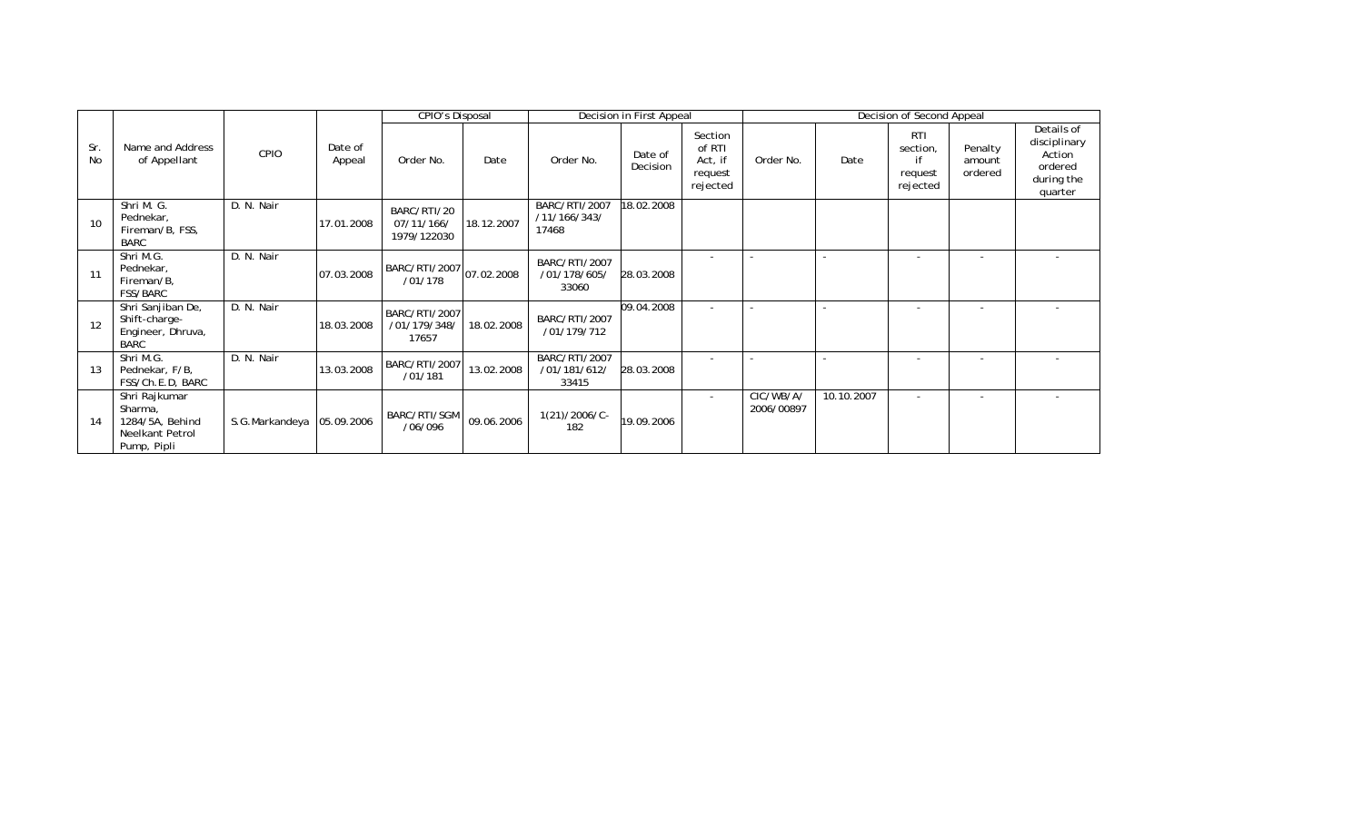| Sr. No | Name and Address of Appellant | CPIO | Date of Appeal | CPIO's Disposal | | Decision in First Appeal | | | Decision of Second Appeal | | | | |
|---|---|---|---|---|---|---|---|---|---|---|---|---|---|
| | | | | Order No. | Date | Order No. | Date of Decision | Section of RTI Act, if request rejected | Order No. | Date | RTI section, if request rejected | Penalty amount ordered | Details of disciplinary Action ordered during the quarter |
| 10 | Shri M. G. Pednekar, Fireman/B, FSS, BARC | D. N. Nair | 17.01.2008 | BARC/RTI/2007/11/166/1979/122030 | 18.12.2007 | BARC/RTI/2007/11/166/343/17468 | 18.02.2008 | | | | | | |
| 11 | Shri M.G. Pednekar, Fireman/B, FSS/BARC | D. N. Nair | 07.03.2008 | BARC/RTI/2007/01/178 | 07.02.2008 | BARC/RTI/2007/01/178/605/33060 | 28.03.2008 | - | - | - | - | - | - |
| 12 | Shri Sanjiban De, Shift-charge-Engineer, Dhruva, BARC | D. N. Nair | 18.03.2008 | BARC/RTI/2007/01/179/348/17657 | 18.02.2008 | BARC/RTI/2007/01/179/712 | 09.04.2008 | - | - | - | - | - | - |
| 13 | Shri M.G. Pednekar, F/B, FSS/Ch.E.D, BARC | D. N. Nair | 13.03.2008 | BARC/RTI/2007/01/181 | 13.02.2008 | BARC/RTI/2007/01/181/612/33415 | 28.03.2008 | - | - | - | - | - | - |
| 14 | Shri Rajkumar Sharma, 1284/5A, Behind Neelkant Petrol Pump, Pipli | S.G.Markandeya | 05.09.2006 | BARC/RTI/SGM/06/096 | 09.06.2006 | 1(21)/2006/C-182 | 19.09.2006 | - | CIC/WB/A/2006/00897 | 10.10.2007 | - | - | - |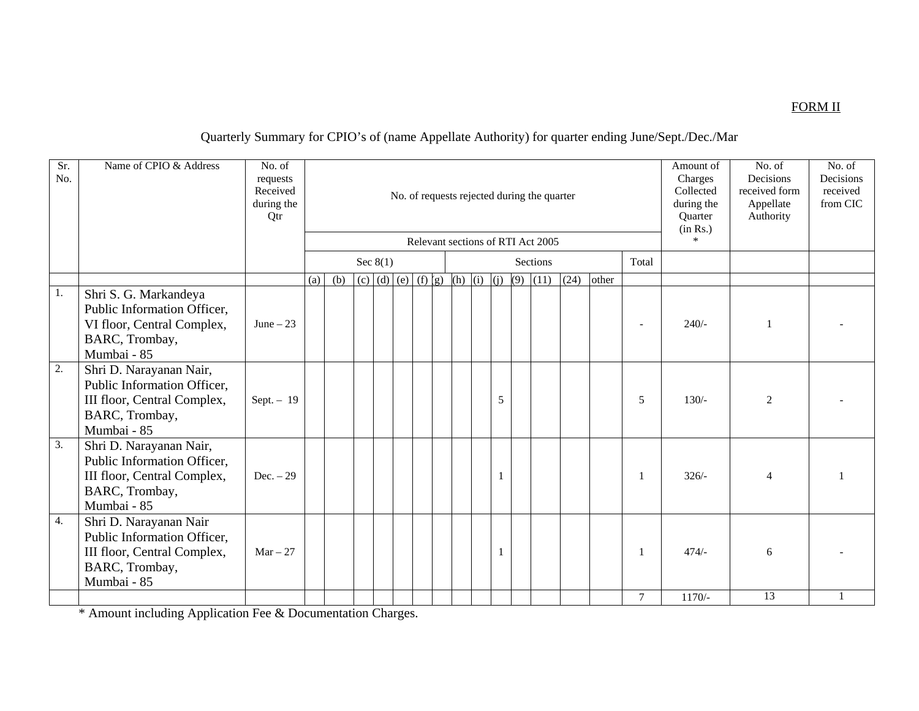FORM II

Quarterly Summary for CPIO's of (name Appellate Authority) for quarter ending June/Sept./Dec./Mar

| Sr. No. | Name of CPIO & Address | No. of requests Received during the Qtr | No. of requests rejected during the quarter | | | | | | | | | | | | | | | | Amount of Charges Collected during the Quarter (in Rs.) * | No. of Decisions received form Appellate Authority | No. of Decisions received from CIC |
|---|---|---|---|---|---|---|---|---|---|---|---|---|---|---|---|---|---|---|---|---|---|
| | | | Relevant sections of RTI Act 2005 | | | | | | | | | | | | | | | | | | |
| | | | Sec 8(1) | | | | | | | Sections | | | | | | | | Total | | | |
| | | | (a) | (b) | (c) | (d) | (e) | (f) | (g) | (h) | (i) | (j) | (9) | (11) | (24) | other | | | | | |
| 1. | Shri S. G. Markandeya Public Information Officer, VI floor, Central Complex, BARC, Trombay, Mumbai - 85 | June – 23 | | | | | | | | | | | | | | | | - | 240/- | 1 | - |
| 2. | Shri D. Narayanan Nair, Public Information Officer, III floor, Central Complex, BARC, Trombay, Mumbai - 85 | Sept. – 19 | | | | | | | | | | 5 | | | | | | 5 | 130/- | 2 | - |
| 3. | Shri D. Narayanan Nair, Public Information Officer, III floor, Central Complex, BARC, Trombay, Mumbai - 85 | Dec. – 29 | | | | | | | | | | 1 | | | | | | 1 | 326/- | 4 | 1 |
| 4. | Shri D. Narayanan Nair Public Information Officer, III floor, Central Complex, BARC, Trombay, Mumbai - 85 | Mar – 27 | | | | | | | | | | 1 | | | | | | 1 | 474/- | 6 | - |
| | | | | | | | | | | | | | | | | | | 7 | 1170/- | 13 | 1 |

* Amount including Application Fee & Documentation Charges.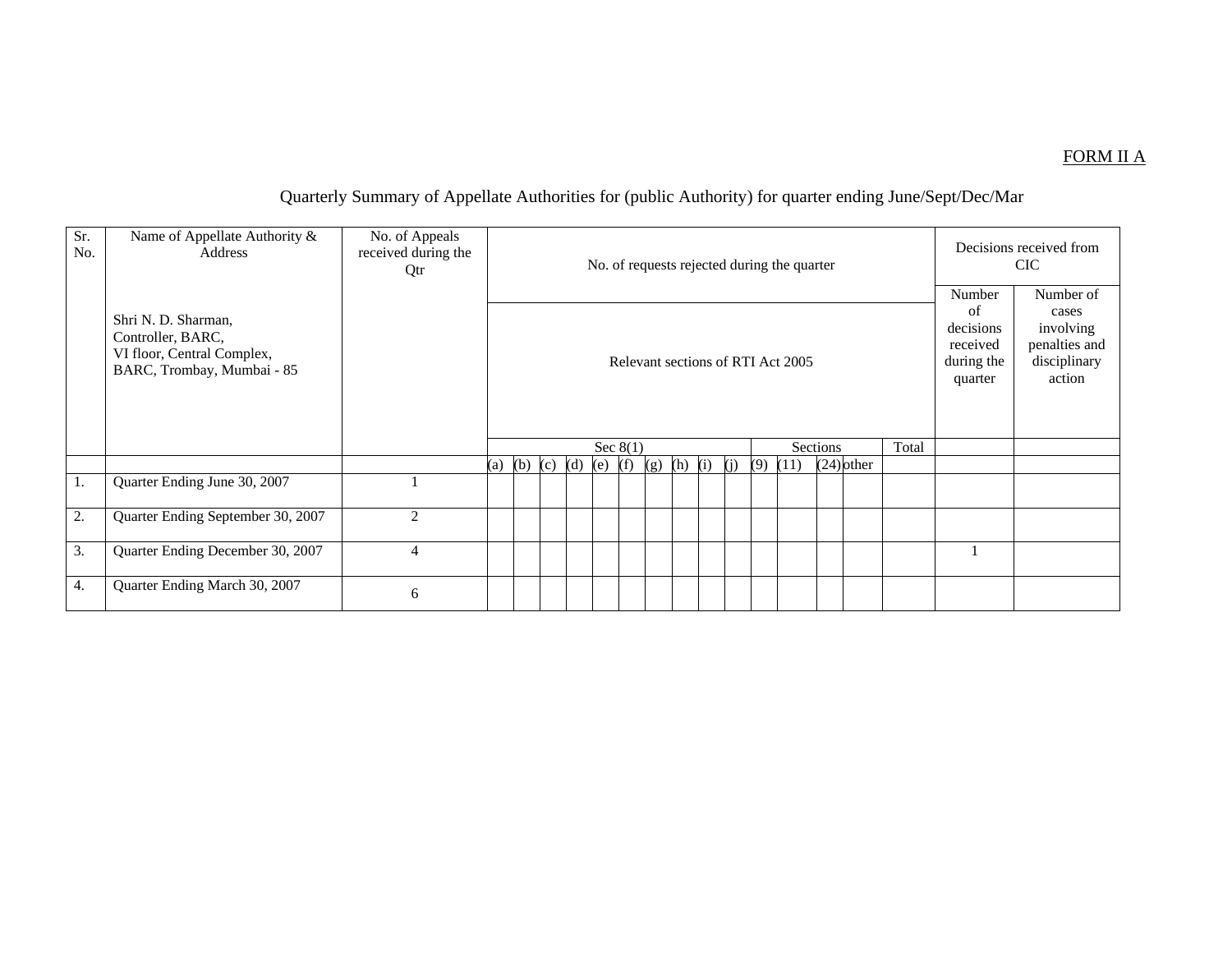FORM II A

Quarterly Summary of Appellate Authorities for (public Authority) for quarter ending June/Sept/Dec/Mar

| Sr. No. | Name of Appellate Authority & Address<br><br>Shri N. D. Sharman,<br>Controller, BARC,<br>VI floor, Central Complex,<br>BARC, Trombay, Mumbai - 85 | No. of Appeals received during the Qtr | No. of requests rejected during the quarter | | | | | | | | | | | | | | | Decisions received from CIC | |
|---|---|---|---|---|---|---|---|---|---|---|---|---|---|---|---|---|---|---|---|
| | | | Relevant sections of RTI Act 2005 | | | | | | | | | | | | | | | Number of decisions received during the quarter | Number of cases involving penalties and disciplinary action |
| | | | Sec 8(1) | | | | | | | | | | Sections | | | | Total | | |
| | | | (a) | (b) | (c) | (d) | (e) | (f) | (g) | (h) | (i) | (j) | (9) | (11) | (24) | other | | | |
| 1. | Quarter Ending June 30, 2007 | 1 | | | | | | | | | | | | | | | | | |
| 2. | Quarter Ending September 30, 2007 | 2 | | | | | | | | | | | | | | | | | |
| 3. | Quarter Ending December 30, 2007 | 4 | | | | | | | | | | | | | | | | 1 | |
| 4. | Quarter Ending March 30, 2007 | 6 | | | | | | | | | | | | | | | | | |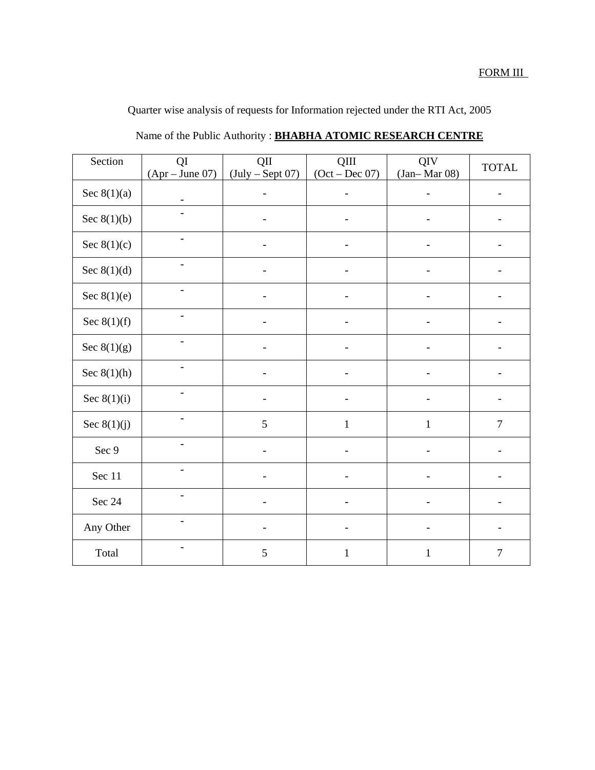FORM III

Quarter wise analysis of requests for Information rejected under the RTI Act, 2005

Name of the Public Authority : **BHABHA ATOMIC RESEARCH CENTRE**

| Section | QI (Apr – June 07) | QII (July – Sept 07) | QIII (Oct – Dec 07) | QIV (Jan– Mar 08) | TOTAL |
|---|---|---|---|---|---|
| Sec 8(1)(a) | - | - | - | - | - |
| Sec 8(1)(b) | - | - | - | - | - |
| Sec 8(1)(c) | - | - | - | - | - |
| Sec 8(1)(d) | - | - | - | - | - |
| Sec 8(1)(e) | - | - | - | - | - |
| Sec 8(1)(f) | - | - | - | - | - |
| Sec 8(1)(g) | - | - | - | - | - |
| Sec 8(1)(h) | - | - | - | - | - |
| Sec 8(1)(i) | - | - | - | - | - |
| Sec 8(1)(j) | - | 5 | 1 | 1 | 7 |
| Sec 9 | - | - | - | - | - |
| Sec 11 | - | - | - | - | - |
| Sec 24 | - | - | - | - | - |
| Any Other | - | - | - | - | - |
| Total | - | 5 | 1 | 1 | 7 |